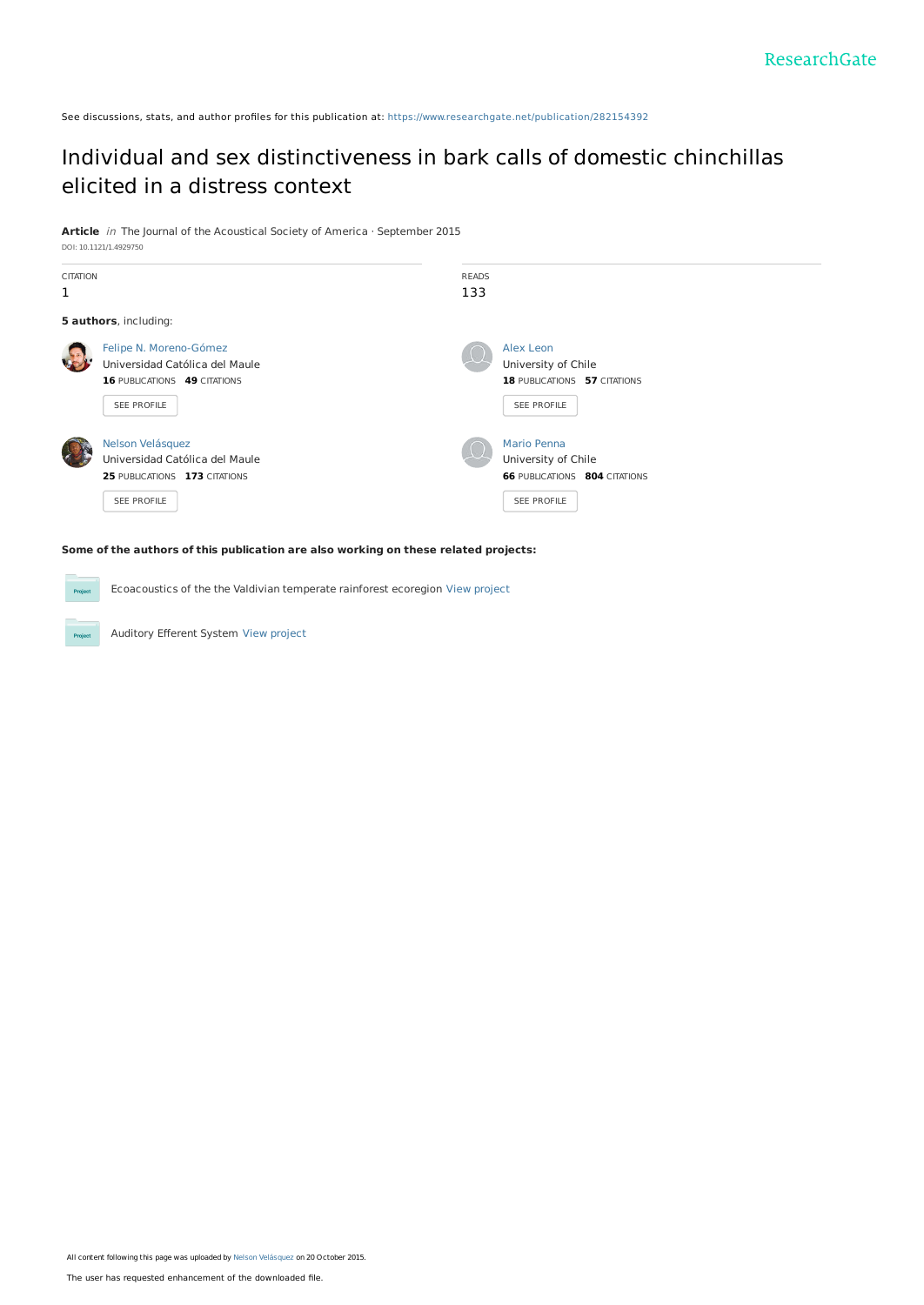See discussions, stats, and author profiles for this publication at: https://www.researchgate.net/publication/282154392

# Individual and sex distinctiveness in bark calls of domestic chinchillas elicited in a distress context

**Article** *in* The Journal of the Acoustical Society of America · September 2015

DOI: 10.1121/1.4929750

CITATION
1

READS
133

**5 authors**, including:

Felipe N. Moreno-Gómez
Universidad Católica del Maule
**16** PUBLICATIONS **49** CITATIONS

SEE PROFILE

Alex Leon
University of Chile
**18** PUBLICATIONS **57** CITATIONS

SEE PROFILE

Nelson Velásquez
Universidad Católica del Maule
**25** PUBLICATIONS **173** CITATIONS

SEE PROFILE

Mario Penna
University of Chile
**66** PUBLICATIONS **804** CITATIONS

SEE PROFILE

**Some of the authors of this publication are also working on these related projects:**

Ecoacoustics of the the Valdivian temperate rainforest ecoregion View project

Auditory Efferent System View project

All content following this page was uploaded by Nelson Velásquez on 20 October 2015.

The user has requested enhancement of the downloaded file.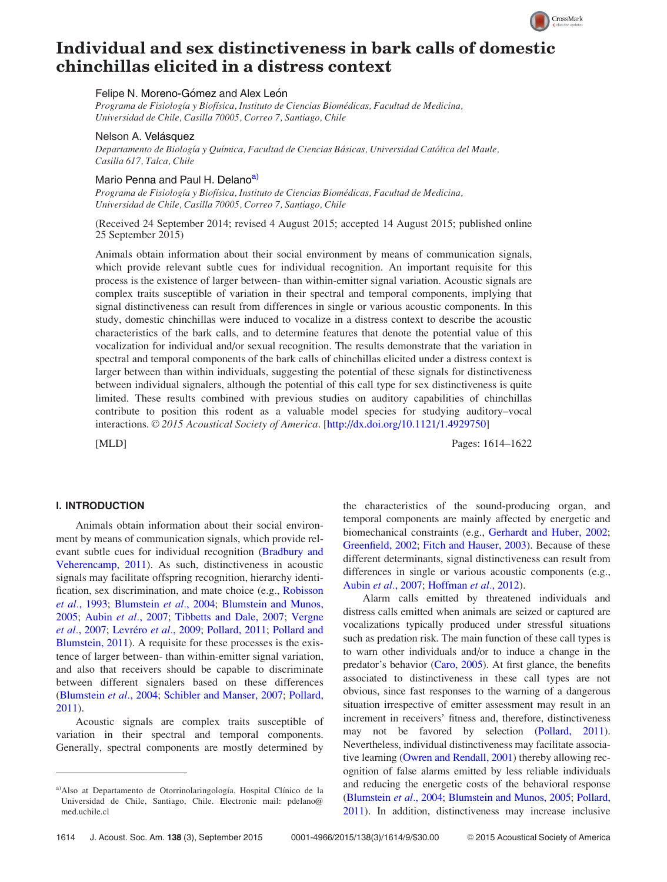# Individual and sex distinctiveness in bark calls of domestic chinchillas elicited in a distress context

Felipe N. Moreno-Gómez and Alex León

*Programa de Fisiología y Biofísica, Instituto de Ciencias Biomédicas, Facultad de Medicina, Universidad de Chile, Casilla 70005, Correo 7, Santiago, Chile*

Nelson A. Velásquez

*Departamento de Biología y Química, Facultad de Ciencias Básicas, Universidad Católica del Maule, Casilla 617, Talca, Chile*

Mario Penna and Paul H. Delano[a)]

*Programa de Fisiología y Biofísica, Instituto de Ciencias Biomédicas, Facultad de Medicina, Universidad de Chile, Casilla 70005, Correo 7, Santiago, Chile*

(Received 24 September 2014; revised 4 August 2015; accepted 14 August 2015; published online 25 September 2015)

Animals obtain information about their social environment by means of communication signals, which provide relevant subtle cues for individual recognition. An important requisite for this process is the existence of larger between- than within-emitter signal variation. Acoustic signals are complex traits susceptible of variation in their spectral and temporal components, implying that signal distinctiveness can result from differences in single or various acoustic components. In this study, domestic chinchillas were induced to vocalize in a distress context to describe the acoustic characteristics of the bark calls, and to determine features that denote the potential value of this vocalization for individual and/or sexual recognition. The results demonstrate that the variation in spectral and temporal components of the bark calls of chinchillas elicited under a distress context is larger between than within individuals, suggesting the potential of these signals for distinctiveness between individual signalers, although the potential of this call type for sex distinctiveness is quite limited. These results combined with previous studies on auditory capabilities of chinchillas contribute to position this rodent as a valuable model species for studying auditory–vocal interactions. © *2015 Acoustical Society of America*. [http://dx.doi.org/10.1121/1.4929750]

[MLD]

## I. INTRODUCTION

Animals obtain information about their social environment by means of communication signals, which provide relevant subtle cues for individual recognition (Bradbury and Veherencamp, 2011). As such, distinctiveness in acoustic signals may facilitate offspring recognition, hierarchy identification, sex discrimination, and mate choice (e.g., Robisson *et al.*, 1993; Blumstein *et al.*, 2004; Blumstein and Munos, 2005; Aubin *et al.*, 2007; Tibbetts and Dale, 2007; Vergne *et al.*, 2007; Levréro *et al.*, 2009; Pollard, 2011; Pollard and Blumstein, 2011). A requisite for these processes is the existence of larger between- than within-emitter signal variation, and also that receivers should be capable to discriminate between different signalers based on these differences (Blumstein *et al.*, 2004; Schibler and Manser, 2007; Pollard, 2011).

Acoustic signals are complex traits susceptible of variation in their spectral and temporal components. Generally, spectral components are mostly determined by the characteristics of the sound-producing organ, and temporal components are mainly affected by energetic and biomechanical constraints (e.g., Gerhardt and Huber, 2002; Greenfield, 2002; Fitch and Hauser, 2003). Because of these different determinants, signal distinctiveness can result from differences in single or various acoustic components (e.g., Aubin *et al.*, 2007; Hoffman *et al.*, 2012).

Alarm calls emitted by threatened individuals and distress calls emitted when animals are seized or captured are vocalizations typically produced under stressful situations such as predation risk. The main function of these call types is to warn other individuals and/or to induce a change in the predator's behavior (Caro, 2005). At first glance, the benefits associated to distinctiveness in these call types are not obvious, since fast responses to the warning of a dangerous situation irrespective of emitter assessment may result in an increment in receivers' fitness and, therefore, distinctiveness may not be favored by selection (Pollard, 2011). Nevertheless, individual distinctiveness may facilitate associative learning (Owren and Rendall, 2001) thereby allowing recognition of false alarms emitted by less reliable individuals and reducing the energetic costs of the behavioral response (Blumstein *et al.*, 2004; Blumstein and Munos, 2005; Pollard, 2011). In addition, distinctiveness may increase inclusive

[a)]Also at Departamento de Otorrinolaringología, Hospital Clínico de la Universidad de Chile, Santiago, Chile. Electronic mail: pdelano@med.uchile.cl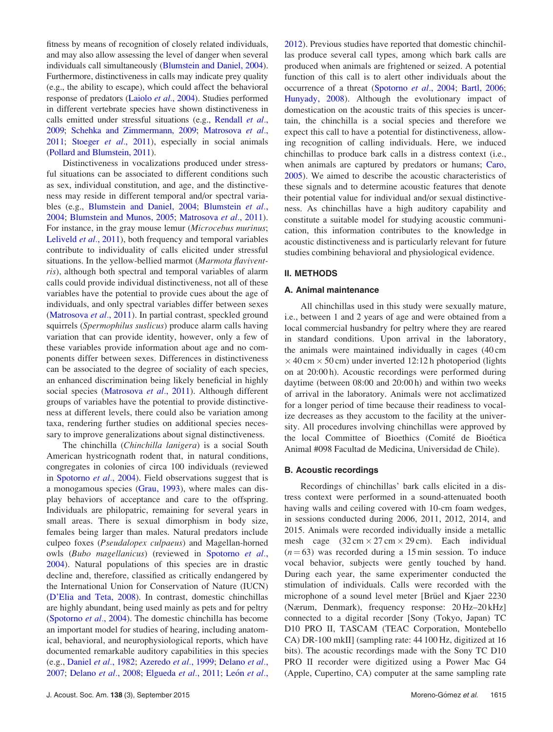fitness by means of recognition of closely related individuals, and may also allow assessing the level of danger when several individuals call simultaneously (Blumstein and Daniel, 2004). Furthermore, distinctiveness in calls may indicate prey quality (e.g., the ability to escape), which could affect the behavioral response of predators (Laiolo *et al.*, 2004). Studies performed in different vertebrate species have shown distinctiveness in calls emitted under stressful situations (e.g., Rendall *et al.*, 2009; Schehka and Zimmermann, 2009; Matrosova *et al.*, 2011; Stoeger *et al.*, 2011), especially in social animals (Pollard and Blumstein, 2011).

Distinctiveness in vocalizations produced under stressful situations can be associated to different conditions such as sex, individual constitution, and age, and the distinctiveness may reside in different temporal and/or spectral variables (e.g., Blumstein and Daniel, 2004; Blumstein *et al.*, 2004; Blumstein and Munos, 2005; Matrosova *et al.*, 2011). For instance, in the gray mouse lemur (*Microcebus murinus*; Leliveld *et al.*, 2011), both frequency and temporal variables contribute to individuality of calls elicited under stressful situations. In the yellow-bellied marmot (*Marmota flaviventris*), although both spectral and temporal variables of alarm calls could provide individual distinctiveness, not all of these variables have the potential to provide cues about the age of individuals, and only spectral variables differ between sexes (Matrosova *et al.*, 2011). In partial contrast, speckled ground squirrels (*Spermophilus suslicus*) produce alarm calls having variation that can provide identity, however, only a few of these variables provide information about age and no components differ between sexes. Differences in distinctiveness can be associated to the degree of sociality of each species, an enhanced discrimination being likely beneficial in highly social species (Matrosova *et al.*, 2011). Although different groups of variables have the potential to provide distinctiveness at different levels, there could also be variation among taxa, rendering further studies on additional species necessary to improve generalizations about signal distinctiveness.

The chinchilla (*Chinchilla lanigera*) is a social South American hystricognath rodent that, in natural conditions, congregates in colonies of circa 100 individuals (reviewed in Spotorno *et al.*, 2004). Field observations suggest that is a monogamous species (Grau, 1993), where males can display behaviors of acceptance and care to the offspring. Individuals are philopatric, remaining for several years in small areas. There is sexual dimorphism in body size, females being larger than males. Natural predators include culpeo foxes (*Pseudalopex culpaeus*) and Magellan-horned owls (*Bubo magellanicus*) (reviewed in Spotorno *et al.*, 2004). Natural populations of this species are in drastic decline and, therefore, classified as critically endangered by the International Union for Conservation of Nature (IUCN) (D'Elia and Teta, 2008). In contrast, domestic chinchillas are highly abundant, being used mainly as pets and for peltry (Spotorno *et al.*, 2004). The domestic chinchilla has become an important model for studies of hearing, including anatomical, behavioral, and neurophysiological reports, which have documented remarkable auditory capabilities in this species (e.g., Daniel *et al.*, 1982; Azeredo *et al.*, 1999; Delano *et al.*, 2007; Delano *et al.*, 2008; Elgueda *et al.*, 2011; León *et al.*, 2012). Previous studies have reported that domestic chinchillas produce several call types, among which bark calls are produced when animals are frightened or seized. A potential function of this call is to alert other individuals about the occurrence of a threat (Spotorno *et al.*, 2004; Bartl, 2006; Hunyady, 2008). Although the evolutionary impact of domestication on the acoustic traits of this species is uncertain, the chinchilla is a social species and therefore we expect this call to have a potential for distinctiveness, allowing recognition of calling individuals. Here, we induced chinchillas to produce bark calls in a distress context (i.e., when animals are captured by predators or humans; Caro, 2005). We aimed to describe the acoustic characteristics of these signals and to determine acoustic features that denote their potential value for individual and/or sexual distinctiveness. As chinchillas have a high auditory capability and constitute a suitable model for studying acoustic communication, this information contributes to the knowledge in acoustic distinctiveness and is particularly relevant for future studies combining behavioral and physiological evidence.

## II. METHODS

### A. Animal maintenance

All chinchillas used in this study were sexually mature, i.e., between 1 and 2 years of age and were obtained from a local commercial husbandry for peltry where they are reared in standard conditions. Upon arrival in the laboratory, the animals were maintained individually in cages (40 cm × 40 cm × 50 cm) under inverted 12:12 h photoperiod (lights on at 20:00 h). Acoustic recordings were performed during daytime (between 08:00 and 20:00 h) and within two weeks of arrival in the laboratory. Animals were not acclimatized for a longer period of time because their readiness to vocalize decreases as they accustom to the facility at the university. All procedures involving chinchillas were approved by the local Committee of Bioethics (Comité de Bioética Animal #098 Facultad de Medicina, Universidad de Chile).

### B. Acoustic recordings

Recordings of chinchillas' bark calls elicited in a distress context were performed in a sound-attenuated booth having walls and ceiling covered with 10-cm foam wedges, in sessions conducted during 2006, 2011, 2012, 2014, and 2015. Animals were recorded individually inside a metallic mesh cage (32 cm × 27 cm × 29 cm). Each individual ($n = 63$) was recorded during a 15 min session. To induce vocal behavior, subjects were gently touched by hand. During each year, the same experimenter conducted the stimulation of individuals. Calls were recorded with the microphone of a sound level meter [Brüel and Kjaer 2230 (Nærum, Denmark), frequency response: 20 Hz–20 kHz] connected to a digital recorder [Sony (Tokyo, Japan) TC D10 PRO II, TASCAM (TEAC Corporation, Montebello CA) DR-100 mkII] (sampling rate: 44 100 Hz, digitized at 16 bits). The acoustic recordings made with the Sony TC D10 PRO II recorder were digitized using a Power Mac G4 (Apple, Cupertino, CA) computer at the same sampling rate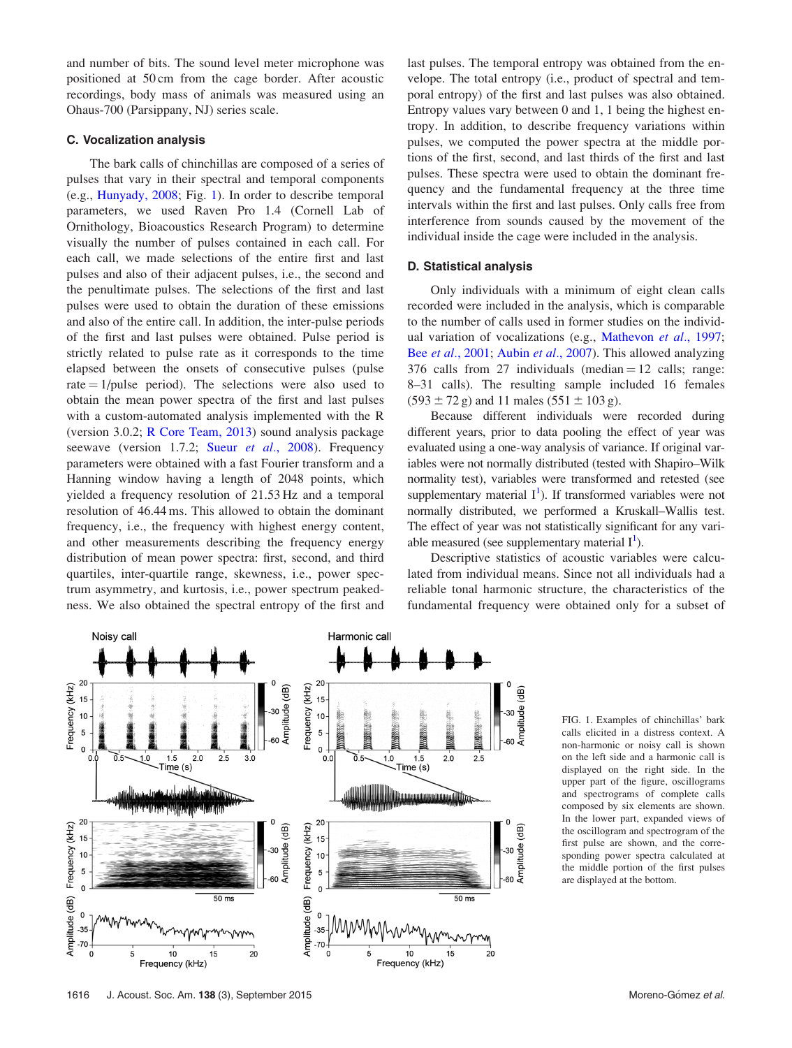and number of bits. The sound level meter microphone was positioned at 50 cm from the cage border. After acoustic recordings, body mass of animals was measured using an Ohaus-700 (Parsippany, NJ) series scale.

### C. Vocalization analysis

The bark calls of chinchillas are composed of a series of pulses that vary in their spectral and temporal components (e.g., Hunyady, 2008; Fig. 1). In order to describe temporal parameters, we used Raven Pro 1.4 (Cornell Lab of Ornithology, Bioacoustics Research Program) to determine visually the number of pulses contained in each call. For each call, we made selections of the entire first and last pulses and also of their adjacent pulses, i.e., the second and the penultimate pulses. The selections of the first and last pulses were used to obtain the duration of these emissions and also of the entire call. In addition, the inter-pulse periods of the first and last pulses were obtained. Pulse period is strictly related to pulse rate as it corresponds to the time elapsed between the onsets of consecutive pulses (pulse rate = 1/pulse period). The selections were also used to obtain the mean power spectra of the first and last pulses with a custom-automated analysis implemented with the R (version 3.0.2; R Core Team, 2013) sound analysis package seewave (version 1.7.2; Sueur *et al.*, 2008). Frequency parameters were obtained with a fast Fourier transform and a Hanning window having a length of 2048 points, which yielded a frequency resolution of 21.53 Hz and a temporal resolution of 46.44 ms. This allowed to obtain the dominant frequency, i.e., the frequency with highest energy content, and other measurements describing the frequency energy distribution of mean power spectra: first, second, and third quartiles, inter-quartile range, skewness, i.e., power spectrum asymmetry, and kurtosis, i.e., power spectrum peakedness. We also obtained the spectral entropy of the first and last pulses. The temporal entropy was obtained from the envelope. The total entropy (i.e., product of spectral and temporal entropy) of the first and last pulses was also obtained. Entropy values vary between 0 and 1, 1 being the highest entropy. In addition, to describe frequency variations within pulses, we computed the power spectra at the middle portions of the first, second, and last thirds of the first and last pulses. These spectra were used to obtain the dominant frequency and the fundamental frequency at the three time intervals within the first and last pulses. Only calls free from interference from sounds caused by the movement of the individual inside the cage were included in the analysis.

### D. Statistical analysis

Only individuals with a minimum of eight clean calls recorded were included in the analysis, which is comparable to the number of calls used in former studies on the individual variation of vocalizations (e.g., Mathevon *et al.*, 1997; Bee *et al.*, 2001; Aubin *et al.*, 2007). This allowed analyzing 376 calls from 27 individuals (median = 12 calls; range: 8–31 calls). The resulting sample included 16 females (593 ± 72 g) and 11 males (551 ± 103 g).

Because different individuals were recorded during different years, prior to data pooling the effect of year was evaluated using a one-way analysis of variance. If original variables were not normally distributed (tested with Shapiro–Wilk normality test), variables were transformed and retested (see supplementary material I[1]). If transformed variables were not normally distributed, we performed a Kruskall–Wallis test. The effect of year was not statistically significant for any variable measured (see supplementary material I[1]).

Descriptive statistics of acoustic variables were calculated from individual means. Since not all individuals had a reliable tonal harmonic structure, the characteristics of the fundamental frequency were obtained only for a subset of

FIG. 1. Examples of chinchillas' bark calls elicited in a distress context. A non-harmonic or noisy call is shown on the left side and a harmonic call is displayed on the right side. In the upper part of the figure, oscillograms and spectrograms of complete calls composed by six elements are shown. In the lower part, expanded views of the oscillogram and spectrogram of the first pulse are shown, and the corresponding power spectra calculated at the middle portion of the first pulses are displayed at the bottom.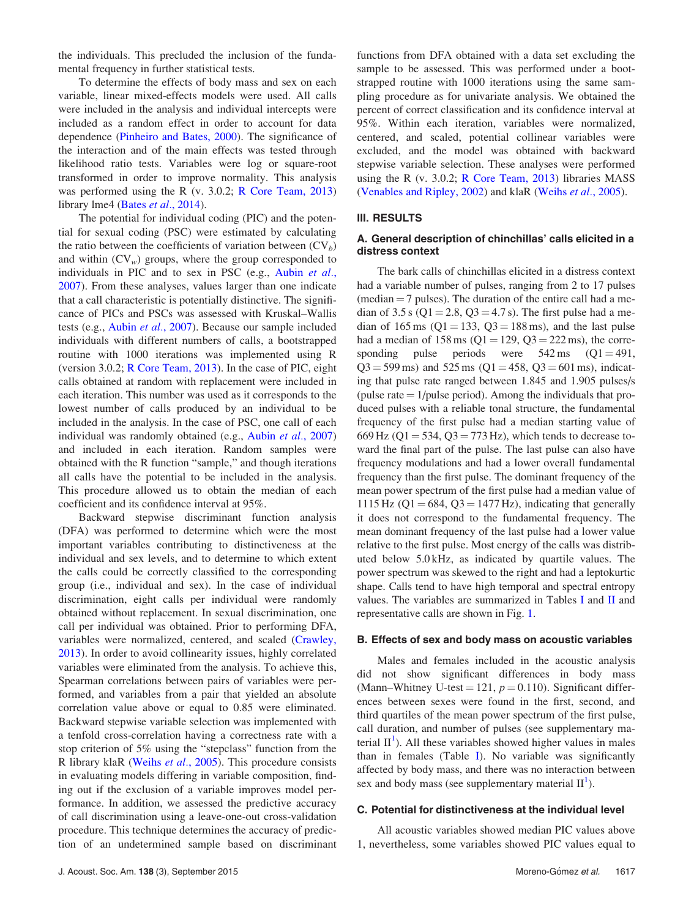the individuals. This precluded the inclusion of the fundamental frequency in further statistical tests.

To determine the effects of body mass and sex on each variable, linear mixed-effects models were used. All calls were included in the analysis and individual intercepts were included as a random effect in order to account for data dependence (Pinheiro and Bates, 2000). The significance of the interaction and of the main effects was tested through likelihood ratio tests. Variables were log or square-root transformed in order to improve normality. This analysis was performed using the R (v. 3.0.2; R Core Team, 2013) library lme4 (Bates *et al.*, 2014).

The potential for individual coding (PIC) and the potential for sexual coding (PSC) were estimated by calculating the ratio between the coefficients of variation between ($CV_b$) and within ($CV_w$) groups, where the group corresponded to individuals in PIC and to sex in PSC (e.g., Aubin *et al.*, 2007). From these analyses, values larger than one indicate that a call characteristic is potentially distinctive. The significance of PICs and PSCs was assessed with Kruskal–Wallis tests (e.g., Aubin *et al.*, 2007). Because our sample included individuals with different numbers of calls, a bootstrapped routine with 1000 iterations was implemented using R (version 3.0.2; R Core Team, 2013). In the case of PIC, eight calls obtained at random with replacement were included in each iteration. This number was used as it corresponds to the lowest number of calls produced by an individual to be included in the analysis. In the case of PSC, one call of each individual was randomly obtained (e.g., Aubin *et al.*, 2007) and included in each iteration. Random samples were obtained with the R function "sample," and though iterations all calls have the potential to be included in the analysis. This procedure allowed us to obtain the median of each coefficient and its confidence interval at 95%.

Backward stepwise discriminant function analysis (DFA) was performed to determine which were the most important variables contributing to distinctiveness at the individual and sex levels, and to determine to which extent the calls could be correctly classified to the corresponding group (i.e., individual and sex). In the case of individual discrimination, eight calls per individual were randomly obtained without replacement. In sexual discrimination, one call per individual was obtained. Prior to performing DFA, variables were normalized, centered, and scaled (Crawley, 2013). In order to avoid collinearity issues, highly correlated variables were eliminated from the analysis. To achieve this, Spearman correlations between pairs of variables were performed, and variables from a pair that yielded an absolute correlation value above or equal to 0.85 were eliminated. Backward stepwise variable selection was implemented with a tenfold cross-correlation having a correctness rate with a stop criterion of 5% using the "stepclass" function from the R library klaR (Weihs *et al.*, 2005). This procedure consists in evaluating models differing in variable composition, finding out if the exclusion of a variable improves model performance. In addition, we assessed the predictive accuracy of call discrimination using a leave-one-out cross-validation procedure. This technique determines the accuracy of prediction of an undetermined sample based on discriminant functions from DFA obtained with a data set excluding the sample to be assessed. This was performed under a bootstrapped routine with 1000 iterations using the same sampling procedure as for univariate analysis. We obtained the percent of correct classification and its confidence interval at 95%. Within each iteration, variables were normalized, centered, and scaled, potential collinear variables were excluded, and the model was obtained with backward stepwise variable selection. These analyses were performed using the R (v. 3.0.2; R Core Team, 2013) libraries MASS (Venables and Ripley, 2002) and klaR (Weihs *et al.*, 2005).

## III. RESULTS

### A. General description of chinchillas' calls elicited in a distress context

The bark calls of chinchillas elicited in a distress context had a variable number of pulses, ranging from 2 to 17 pulses (median = 7 pulses). The duration of the entire call had a median of 3.5 s (Q1 = 2.8, Q3 = 4.7 s). The first pulse had a median of 165 ms (Q1 = 133, Q3 = 188 ms), and the last pulse had a median of 158 ms (Q1 = 129, Q3 = 222 ms), the corresponding pulse periods were 542 ms (Q1 = 491, Q3 = 599 ms) and 525 ms (Q1 = 458, Q3 = 601 ms), indicating that pulse rate ranged between 1.845 and 1.905 pulses/s (pulse rate = 1/pulse period). Among the individuals that produced pulses with a reliable tonal structure, the fundamental frequency of the first pulse had a median starting value of 669 Hz (Q1 = 534, Q3 = 773 Hz), which tends to decrease toward the final part of the pulse. The last pulse can also have frequency modulations and had a lower overall fundamental frequency than the first pulse. The dominant frequency of the mean power spectrum of the first pulse had a median value of 1115 Hz (Q1 = 684, Q3 = 1477 Hz), indicating that generally it does not correspond to the fundamental frequency. The mean dominant frequency of the last pulse had a lower value relative to the first pulse. Most energy of the calls was distributed below 5.0 kHz, as indicated by quartile values. The power spectrum was skewed to the right and had a leptokurtic shape. Calls tend to have high temporal and spectral entropy values. The variables are summarized in Tables I and II and representative calls are shown in Fig. 1.

### B. Effects of sex and body mass on acoustic variables

Males and females included in the acoustic analysis did not show significant differences in body mass (Mann–Whitney U-test = 121, $p = 0.110$). Significant differences between sexes were found in the first, second, and third quartiles of the mean power spectrum of the first pulse, call duration, and number of pulses (see supplementary material II[1]). All these variables showed higher values in males than in females (Table I). No variable was significantly affected by body mass, and there was no interaction between sex and body mass (see supplementary material II[1]).

### C. Potential for distinctiveness at the individual level

All acoustic variables showed median PIC values above 1, nevertheless, some variables showed PIC values equal to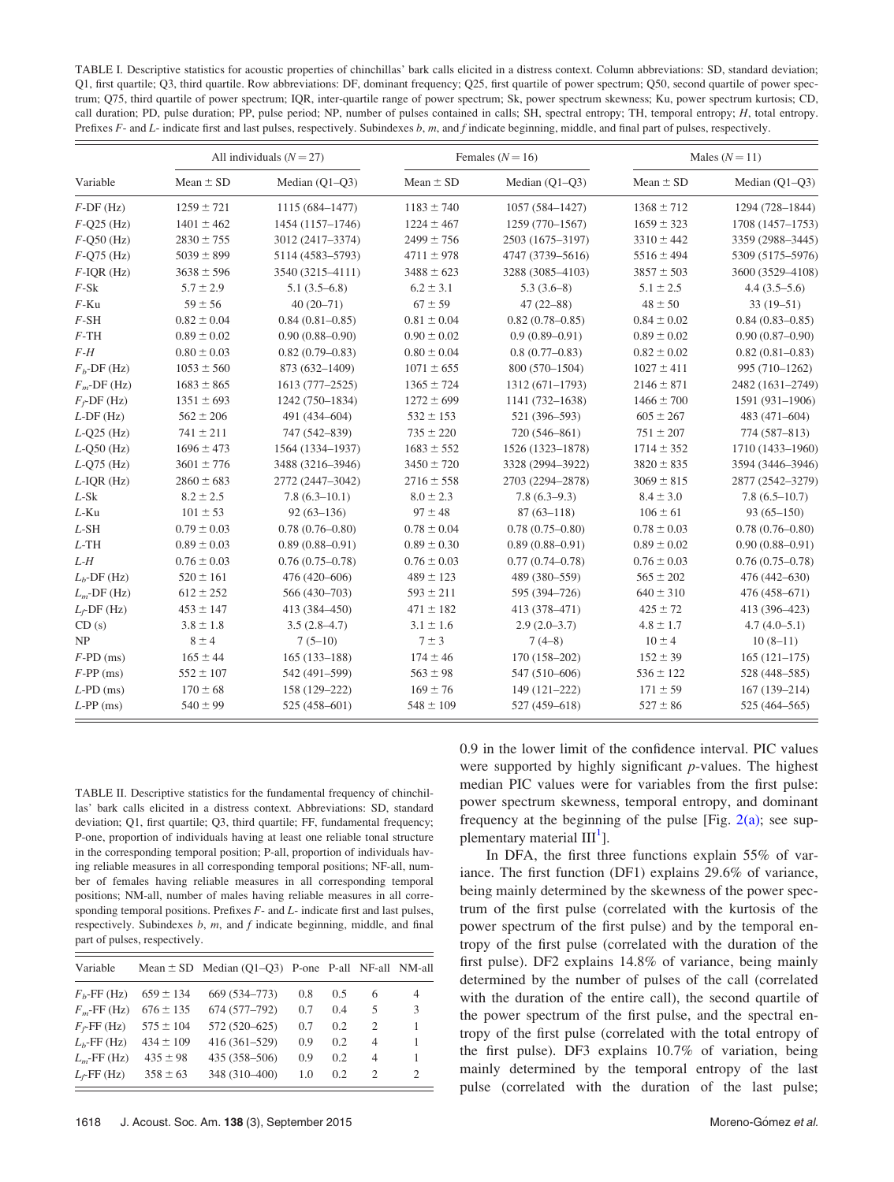TABLE I. Descriptive statistics for acoustic properties of chinchillas' bark calls elicited in a distress context. Column abbreviations: SD, standard deviation; Q1, first quartile; Q3, third quartile. Row abbreviations: DF, dominant frequency; Q25, first quartile of power spectrum; Q50, second quartile of power spectrum; Q75, third quartile of power spectrum; IQR, inter-quartile range of power spectrum; Sk, power spectrum skewness; Ku, power spectrum kurtosis; CD, call duration; PD, pulse duration; PP, pulse period; NP, number of pulses contained in calls; SH, spectral entropy; TH, temporal entropy; *H*, total entropy. Prefixes *F*- and *L*- indicate first and last pulses, respectively. Subindexes *b*, *m*, and *f* indicate beginning, middle, and final part of pulses, respectively.

| Variable | All individuals ($N = 27$) | | Females ($N = 16$) | | Males ($N = 11$) | |
|---|---|---|---|---|---|---|
| | Mean ± SD | Median (Q1–Q3) | Mean ± SD | Median (Q1–Q3) | Mean ± SD | Median (Q1–Q3) |
| *F*-DF (Hz) | 1259 ± 721 | 1115 (684–1477) | 1183 ± 740 | 1057 (584–1427) | 1368 ± 712 | 1294 (728–1844) |
| *F*-Q25 (Hz) | 1401 ± 462 | 1454 (1157–1746) | 1224 ± 467 | 1259 (770–1567) | 1659 ± 323 | 1708 (1457–1753) |
| *F*-Q50 (Hz) | 2830 ± 755 | 3012 (2417–3374) | 2499 ± 756 | 2503 (1675–3197) | 3310 ± 442 | 3359 (2988–3445) |
| *F*-Q75 (Hz) | 5039 ± 899 | 5114 (4583–5793) | 4711 ± 978 | 4747 (3739–5616) | 5516 ± 494 | 5309 (5175–5976) |
| *F*-IQR (Hz) | 3638 ± 596 | 3540 (3215–4111) | 3488 ± 623 | 3288 (3085–4103) | 3857 ± 503 | 3600 (3529–4108) |
| *F*-Sk | 5.7 ± 2.9 | 5.1 (3.5–6.8) | 6.2 ± 3.1 | 5.3 (3.6–8) | 5.1 ± 2.5 | 4.4 (3.5–5.6) |
| *F*-Ku | 59 ± 56 | 40 (20–71) | 67 ± 59 | 47 (22–88) | 48 ± 50 | 33 (19–51) |
| *F*-SH | 0.82 ± 0.04 | 0.84 (0.81–0.85) | 0.81 ± 0.04 | 0.82 (0.78–0.85) | 0.84 ± 0.02 | 0.84 (0.83–0.85) |
| *F*-TH | 0.89 ± 0.02 | 0.90 (0.88–0.90) | 0.90 ± 0.02 | 0.9 (0.89–0.91) | 0.89 ± 0.02 | 0.90 (0.87–0.90) |
| *F*-*H* | 0.80 ± 0.03 | 0.82 (0.79–0.83) | 0.80 ± 0.04 | 0.8 (0.77–0.83) | 0.82 ± 0.02 | 0.82 (0.81–0.83) |
| $F_b$-DF (Hz) | 1053 ± 560 | 873 (632–1409) | 1071 ± 655 | 800 (570–1504) | 1027 ± 411 | 995 (710–1262) |
| $F_m$-DF (Hz) | 1683 ± 865 | 1613 (777–2525) | 1365 ± 724 | 1312 (671–1793) | 2146 ± 871 | 2482 (1631–2749) |
| $F_f$-DF (Hz) | 1351 ± 693 | 1242 (750–1834) | 1272 ± 699 | 1141 (732–1638) | 1466 ± 700 | 1591 (931–1906) |
| *L*-DF (Hz) | 562 ± 206 | 491 (434–604) | 532 ± 153 | 521 (396–593) | 605 ± 267 | 483 (471–604) |
| *L*-Q25 (Hz) | 741 ± 211 | 747 (542–839) | 735 ± 220 | 720 (546–861) | 751 ± 207 | 774 (587–813) |
| *L*-Q50 (Hz) | 1696 ± 473 | 1564 (1334–1937) | 1683 ± 552 | 1526 (1323–1878) | 1714 ± 352 | 1710 (1433–1960) |
| *L*-Q75 (Hz) | 3601 ± 776 | 3488 (3216–3946) | 3450 ± 720 | 3328 (2994–3922) | 3820 ± 835 | 3594 (3446–3946) |
| *L*-IQR (Hz) | 2860 ± 683 | 2772 (2447–3042) | 2716 ± 558 | 2703 (2294–2878) | 3069 ± 815 | 2877 (2542–3279) |
| *L*-Sk | 8.2 ± 2.5 | 7.8 (6.3–10.1) | 8.0 ± 2.3 | 7.8 (6.3–9.3) | 8.4 ± 3.0 | 7.8 (6.5–10.7) |
| *L*-Ku | 101 ± 53 | 92 (63–136) | 97 ± 48 | 87 (63–118) | 106 ± 61 | 93 (65–150) |
| *L*-SH | 0.79 ± 0.03 | 0.78 (0.76–0.80) | 0.78 ± 0.04 | 0.78 (0.75–0.80) | 0.78 ± 0.03 | 0.78 (0.76–0.80) |
| *L*-TH | 0.89 ± 0.03 | 0.89 (0.88–0.91) | 0.89 ± 0.30 | 0.89 (0.88–0.91) | 0.89 ± 0.02 | 0.90 (0.88–0.91) |
| *L*-*H* | 0.76 ± 0.03 | 0.76 (0.75–0.78) | 0.76 ± 0.03 | 0.77 (0.74–0.78) | 0.76 ± 0.03 | 0.76 (0.75–0.78) |
| $L_b$-DF (Hz) | 520 ± 161 | 476 (420–606) | 489 ± 123 | 489 (380–559) | 565 ± 202 | 476 (442–630) |
| $L_m$-DF (Hz) | 612 ± 252 | 566 (430–703) | 593 ± 211 | 595 (394–726) | 640 ± 310 | 476 (458–671) |
| $L_f$-DF (Hz) | 453 ± 147 | 413 (384–450) | 471 ± 182 | 413 (378–471) | 425 ± 72 | 413 (396–423) |
| CD (s) | 3.8 ± 1.8 | 3.5 (2.8–4.7) | 3.1 ± 1.6 | 2.9 (2.0–3.7) | 4.8 ± 1.7 | 4.7 (4.0–5.1) |
| NP | 8 ± 4 | 7 (5–10) | 7 ± 3 | 7 (4–8) | 10 ± 4 | 10 (8–11) |
| *F*-PD (ms) | 165 ± 44 | 165 (133–188) | 174 ± 46 | 170 (158–202) | 152 ± 39 | 165 (121–175) |
| *F*-PP (ms) | 552 ± 107 | 542 (491–599) | 563 ± 98 | 547 (510–606) | 536 ± 122 | 528 (448–585) |
| *L*-PD (ms) | 170 ± 68 | 158 (129–222) | 169 ± 76 | 149 (121–222) | 171 ± 59 | 167 (139–214) |
| *L*-PP (ms) | 540 ± 99 | 525 (458–601) | 548 ± 109 | 527 (459–618) | 527 ± 86 | 525 (464–565) |

TABLE II. Descriptive statistics for the fundamental frequency of chinchillas' bark calls elicited in a distress context. Abbreviations: SD, standard deviation; Q1, first quartile; Q3, third quartile; FF, fundamental frequency; P-one, proportion of individuals having at least one reliable tonal structure in the corresponding temporal position; P-all, proportion of individuals having reliable measures in all corresponding temporal positions; NF-all, number of females having reliable measures in all corresponding temporal positions; NM-all, number of males having reliable measures in all corresponding temporal positions. Prefixes *F*- and *L*- indicate first and last pulses, respectively. Subindexes *b*, *m*, and *f* indicate beginning, middle, and final part of pulses, respectively.

| Variable | Mean ± SD | Median (Q1–Q3) | P-one | P-all | NF-all | NM-all |
|---|---|---|---|---|---|---|
| $F_b$-FF (Hz) | 659 ± 134 | 669 (534–773) | 0.8 | 0.5 | 6 | 4 |
| $F_m$-FF (Hz) | 676 ± 135 | 674 (577–792) | 0.7 | 0.4 | 5 | 3 |
| $F_f$-FF (Hz) | 575 ± 104 | 572 (520–625) | 0.7 | 0.2 | 2 | 1 |
| $L_b$-FF (Hz) | 434 ± 109 | 416 (361–529) | 0.9 | 0.2 | 4 | 1 |
| $L_m$-FF (Hz) | 435 ± 98 | 435 (358–506) | 0.9 | 0.2 | 4 | 1 |
| $L_f$-FF (Hz) | 358 ± 63 | 348 (310–400) | 1.0 | 0.2 | 2 | 2 |

0.9 in the lower limit of the confidence interval. PIC values were supported by highly significant *p*-values. The highest median PIC values were for variables from the first pulse: power spectrum skewness, temporal entropy, and dominant frequency at the beginning of the pulse [Fig. 2(a); see supplementary material III[1]].

In DFA, the first three functions explain 55% of variance. The first function (DF1) explains 29.6% of variance, being mainly determined by the skewness of the power spectrum of the first pulse (correlated with the kurtosis of the power spectrum of the first pulse) and by the temporal entropy of the first pulse (correlated with the duration of the first pulse). DF2 explains 14.8% of variance, being mainly determined by the number of pulses of the call (correlated with the duration of the entire call), the second quartile of the power spectrum of the first pulse, and the spectral entropy of the first pulse (correlated with the total entropy of the first pulse). DF3 explains 10.7% of variation, being mainly determined by the temporal entropy of the last pulse (correlated with the duration of the last pulse;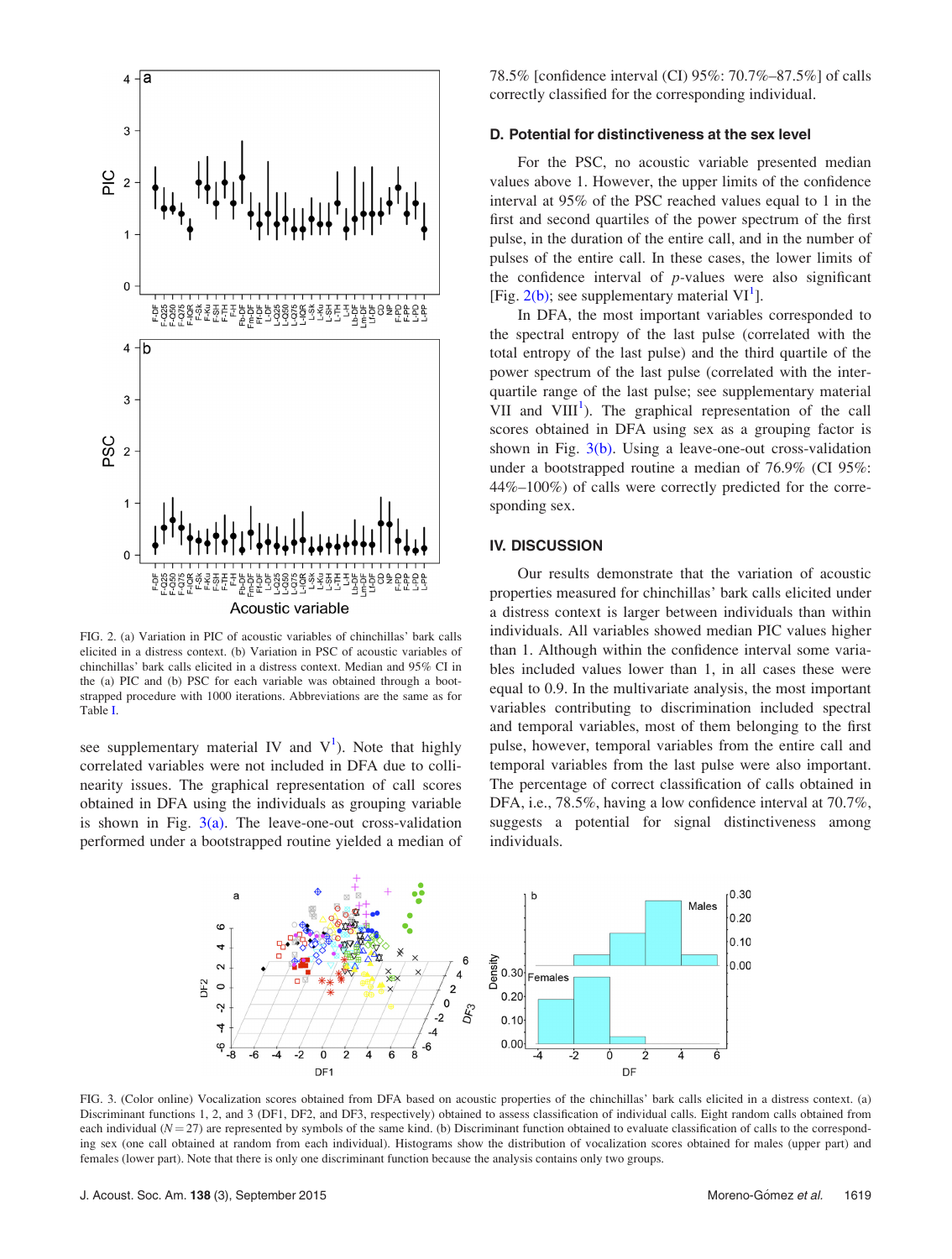FIG. 2. (a) Variation in PIC of acoustic variables of chinchillas' bark calls elicited in a distress context. (b) Variation in PSC of acoustic variables of chinchillas' bark calls elicited in a distress context. Median and 95% CI in the (a) PIC and (b) PSC for each variable was obtained through a bootstrapped procedure with 1000 iterations. Abbreviations are the same as for Table I.

see supplementary material IV and V[1]). Note that highly correlated variables were not included in DFA due to collinearity issues. The graphical representation of call scores obtained in DFA using the individuals as grouping variable is shown in Fig. 3(a). The leave-one-out cross-validation performed under a bootstrapped routine yielded a median of 78.5% [confidence interval (CI) 95%: 70.7%–87.5%] of calls correctly classified for the corresponding individual.

### D. Potential for distinctiveness at the sex level

For the PSC, no acoustic variable presented median values above 1. However, the upper limits of the confidence interval at 95% of the PSC reached values equal to 1 in the first and second quartiles of the power spectrum of the first pulse, in the duration of the entire call, and in the number of pulses of the entire call. In these cases, the lower limits of the confidence interval of *p*-values were also significant [Fig. 2(b); see supplementary material VI[1]].

In DFA, the most important variables corresponded to the spectral entropy of the last pulse (correlated with the total entropy of the last pulse) and the third quartile of the power spectrum of the last pulse (correlated with the interquartile range of the last pulse; see supplementary material VII and VIII[1]). The graphical representation of the call scores obtained in DFA using sex as a grouping factor is shown in Fig. 3(b). Using a leave-one-out cross-validation under a bootstrapped routine a median of 76.9% (CI 95%: 44%–100%) of calls were correctly predicted for the corresponding sex.

## IV. DISCUSSION

Our results demonstrate that the variation of acoustic properties measured for chinchillas' bark calls elicited under a distress context is larger between individuals than within individuals. All variables showed median PIC values higher than 1. Although within the confidence interval some variables included values lower than 1, in all cases these were equal to 0.9. In the multivariate analysis, the most important variables contributing to discrimination included spectral and temporal variables, most of them belonging to the first pulse, however, temporal variables from the entire call and temporal variables from the last pulse were also important. The percentage of correct classification of calls obtained in DFA, i.e., 78.5%, having a low confidence interval at 70.7%, suggests a potential for signal distinctiveness among individuals.

FIG. 3. (Color online) Vocalization scores obtained from DFA based on acoustic properties of the chinchillas' bark calls elicited in a distress context. (a) Discriminant functions 1, 2, and 3 (DF1, DF2, and DF3, respectively) obtained to assess classification of individual calls. Eight random calls obtained from each individual ($N = 27$) are represented by symbols of the same kind. (b) Discriminant function obtained to evaluate classification of calls to the corresponding sex (one call obtained at random from each individual). Histograms show the distribution of vocalization scores obtained for males (upper part) and females (lower part). Note that there is only one discriminant function because the analysis contains only two groups.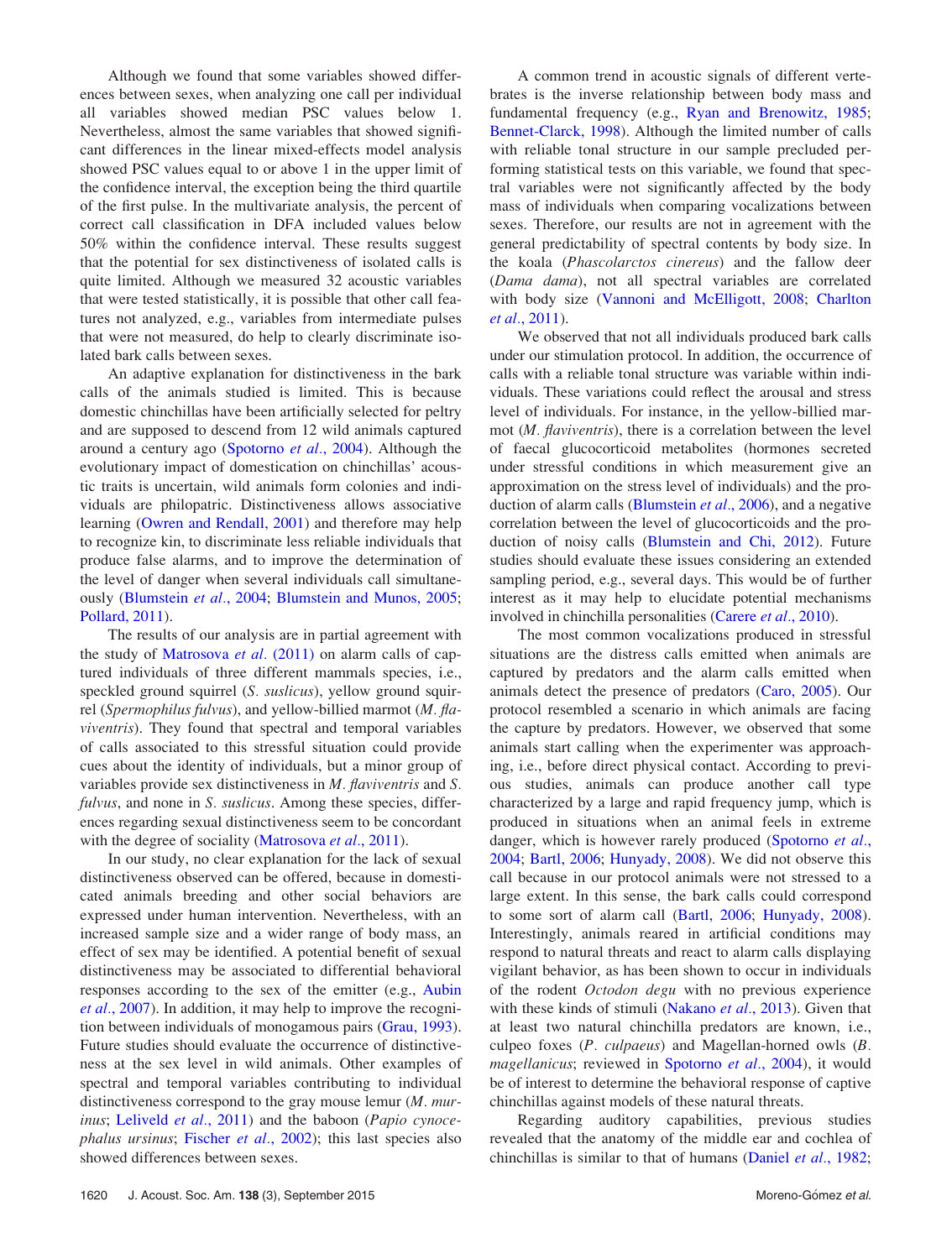Although we found that some variables showed differences between sexes, when analyzing one call per individual all variables showed median PSC values below 1. Nevertheless, almost the same variables that showed significant differences in the linear mixed-effects model analysis showed PSC values equal to or above 1 in the upper limit of the confidence interval, the exception being the third quartile of the first pulse. In the multivariate analysis, the percent of correct call classification in DFA included values below 50% within the confidence interval. These results suggest that the potential for sex distinctiveness of isolated calls is quite limited. Although we measured 32 acoustic variables that were tested statistically, it is possible that other call features not analyzed, e.g., variables from intermediate pulses that were not measured, do help to clearly discriminate isolated bark calls between sexes.

An adaptive explanation for distinctiveness in the bark calls of the animals studied is limited. This is because domestic chinchillas have been artificially selected for peltry and are supposed to descend from 12 wild animals captured around a century ago (Spotorno *et al.*, 2004). Although the evolutionary impact of domestication on chinchillas' acoustic traits is uncertain, wild animals form colonies and individuals are philopatric. Distinctiveness allows associative learning (Owren and Rendall, 2001) and therefore may help to recognize kin, to discriminate less reliable individuals that produce false alarms, and to improve the determination of the level of danger when several individuals call simultaneously (Blumstein *et al.*, 2004; Blumstein and Munos, 2005; Pollard, 2011).

The results of our analysis are in partial agreement with the study of Matrosova *et al.* (2011) on alarm calls of captured individuals of three different mammals species, i.e., speckled ground squirrel (*S. suslicus*), yellow ground squirrel (*Spermophilus fulvus*), and yellow-billied marmot (*M. flaviventris*). They found that spectral and temporal variables of calls associated to this stressful situation could provide cues about the identity of individuals, but a minor group of variables provide sex distinctiveness in *M. flaviventris* and *S. fulvus*, and none in *S. suslicus*. Among these species, differences regarding sexual distinctiveness seem to be concordant with the degree of sociality (Matrosova *et al.*, 2011).

In our study, no clear explanation for the lack of sexual distinctiveness observed can be offered, because in domesticated animals breeding and other social behaviors are expressed under human intervention. Nevertheless, with an increased sample size and a wider range of body mass, an effect of sex may be identified. A potential benefit of sexual distinctiveness may be associated to differential behavioral responses according to the sex of the emitter (e.g., Aubin *et al.*, 2007). In addition, it may help to improve the recognition between individuals of monogamous pairs (Grau, 1993). Future studies should evaluate the occurrence of distinctiveness at the sex level in wild animals. Other examples of spectral and temporal variables contributing to individual distinctiveness correspond to the gray mouse lemur (*M. murinus*; Leliveld *et al.*, 2011) and the baboon (*Papio cynocephalus ursinus*; Fischer *et al.*, 2002); this last species also showed differences between sexes.

A common trend in acoustic signals of different vertebrates is the inverse relationship between body mass and fundamental frequency (e.g., Ryan and Brenowitz, 1985; Bennet-Clark, 1998). Although the limited number of calls with reliable tonal structure in our sample precluded performing statistical tests on this variable, we found that spectral variables were not significantly affected by the body mass of individuals when comparing vocalizations between sexes. Therefore, our results are not in agreement with the general predictability of spectral contents by body size. In the koala (*Phascolarctos cinereus*) and the fallow deer (*Dama dama*), not all spectral variables are correlated with body size (Vannoni and McElligott, 2008; Charlton *et al.*, 2011).

We observed that not all individuals produced bark calls under our stimulation protocol. In addition, the occurrence of calls with a reliable tonal structure was variable within individuals. These variations could reflect the arousal and stress level of individuals. For instance, in the yellow-billied marmot (*M. flaviventris*), there is a correlation between the level of faecal glucocorticoid metabolites (hormones secreted under stressful conditions in which measurement give an approximation on the stress level of individuals) and the production of alarm calls (Blumstein *et al.*, 2006), and a negative correlation between the level of glucocorticoids and the production of noisy calls (Blumstein and Chi, 2012). Future studies should evaluate these issues considering an extended sampling period, e.g., several days. This would be of further interest as it may help to elucidate potential mechanisms involved in chinchilla personalities (Carere *et al.*, 2010).

The most common vocalizations produced in stressful situations are the distress calls emitted when animals are captured by predators and the alarm calls emitted when animals detect the presence of predators (Caro, 2005). Our protocol resembled a scenario in which animals are facing the capture by predators. However, we observed that some animals start calling when the experimenter was approaching, i.e., before direct physical contact. According to previous studies, animals can produce another call type characterized by a large and rapid frequency jump, which is produced in situations when an animal feels in extreme danger, which is however rarely produced (Spotorno *et al.*, 2004; Bartl, 2006; Hunyady, 2008). We did not observe this call because in our protocol animals were not stressed to a large extent. In this sense, the bark calls could correspond to some sort of alarm call (Bartl, 2006; Hunyady, 2008). Interestingly, animals reared in artificial conditions may respond to natural threats and react to alarm calls displaying vigilant behavior, as has been shown to occur in individuals of the rodent *Octodon degu* with no previous experience with these kinds of stimuli (Nakano *et al.*, 2013). Given that at least two natural chinchilla predators are known, i.e., culpeo foxes (*P. culpaeus*) and Magellan-horned owls (*B. magellanicus*; reviewed in Spotorno *et al.*, 2004), it would be of interest to determine the behavioral response of captive chinchillas against models of these natural threats.

Regarding auditory capabilities, previous studies revealed that the anatomy of the middle ear and cochlea of chinchillas is similar to that of humans (Daniel *et al.*, 1982;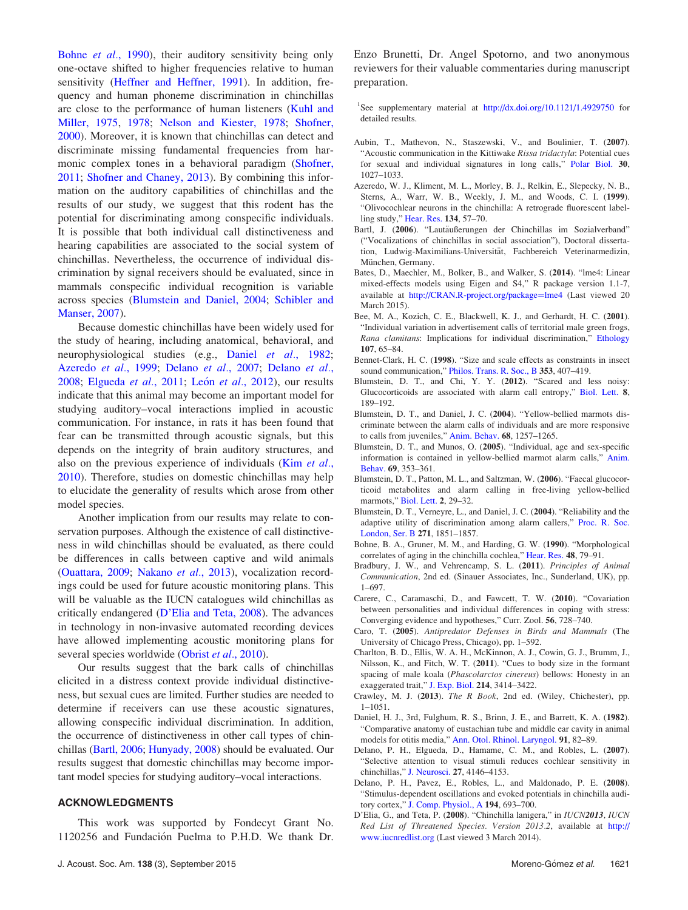Bohne *et al.*, 1990), their auditory sensitivity being only one-octave shifted to higher frequencies relative to human sensitivity (Heffner and Heffner, 1991). In addition, frequency and human phoneme discrimination in chinchillas are close to the performance of human listeners (Kuhl and Miller, 1975, 1978; Nelson and Kiester, 1978; Shofner, 2000). Moreover, it is known that chinchillas can detect and discriminate missing fundamental frequencies from harmonic complex tones in a behavioral paradigm (Shofner, 2011; Shofner and Chaney, 2013). By combining this information on the auditory capabilities of chinchillas and the results of our study, we suggest that this rodent has the potential for discriminating among conspecific individuals. It is possible that both individual call distinctiveness and hearing capabilities are associated to the social system of chinchillas. Nevertheless, the occurrence of individual discrimination by signal receivers should be evaluated, since in mammals conspecific individual recognition is variable across species (Blumstein and Daniel, 2004; Schibler and Manser, 2007).

Because domestic chinchillas have been widely used for the study of hearing, including anatomical, behavioral, and neurophysiological studies (e.g., Daniel *et al.*, 1982; Azeredo *et al.*, 1999; Delano *et al.*, 2007; Delano *et al.*, 2008; Elgueda *et al.*, 2011; León *et al.*, 2012), our results indicate that this animal may become an important model for studying auditory–vocal interactions implied in acoustic communication. For instance, in rats it has been found that fear can be transmitted through acoustic signals, but this depends on the integrity of brain auditory structures, and also on the previous experience of individuals (Kim *et al.*, 2010). Therefore, studies on domestic chinchillas may help to elucidate the generality of results which arose from other model species.

Another implication from our results may relate to conservation purposes. Although the existence of call distinctiveness in wild chinchillas should be evaluated, as there could be differences in calls between captive and wild animals (Ouattara, 2009; Nakano *et al.*, 2013), vocalization recordings could be used for future acoustic monitoring plans. This will be valuable as the IUCN catalogues wild chinchillas as critically endangered (D'Elia and Teta, 2008). The advances in technology in non-invasive automated recording devices have allowed implementing acoustic monitoring plans for several species worldwide (Obrist *et al.*, 2010).

Our results suggest that the bark calls of chinchillas elicited in a distress context provide individual distinctiveness, but sexual cues are limited. Further studies are needed to determine if receivers can use these acoustic signatures, allowing conspecific individual discrimination. In addition, the occurrence of distinctiveness in other call types of chinchillas (Bartl, 2006; Hunyady, 2008) should be evaluated. Our results suggest that domestic chinchillas may become important model species for studying auditory–vocal interactions.

## ACKNOWLEDGMENTS

This work was supported by Fondecyt Grant No. 1120256 and Fundación Puelma to P.H.D. We thank Dr. Enzo Brunetti, Dr. Angel Spotorno, and two anonymous reviewers for their valuable commentaries during manuscript preparation.

[1]See supplementary material at http://dx.doi.org/10.1121/1.4929750 for detailed results.

Aubin, T., Mathevon, N., Staszewski, V., and Boulinier, T. (**2007**). "Acoustic communication in the Kittiwake *Rissa tridactyla*: Potential cues for sexual and individual signatures in long calls," Polar Biol. **30**, 1027–1033.

Azeredo, W. J., Kliment, M. L., Morley, B. J., Relkin, E., Slepecky, N. B., Sterns, A., Warr, W. B., Weekly, J. M., and Woods, C. I. (**1999**). "Olivocochlear neurons in the chinchilla: A retrograde fluorescent labelling study," Hear. Res. **134**, 57–70.

Bartl, J. (**2006**). "Lautäußerungen der Chinchillas im Sozialverband" ("Vocalizations of chinchillas in social association"), Doctoral dissertation, Ludwig-Maximilians-Universität, Fachbereich Veterinarmedizin, München, Germany.

Bates, D., Maechler, M., Bolker, B., and Walker, S. (**2014**). "lme4: Linear mixed-effects models using Eigen and S4," R package version 1.1-7, available at http://CRAN.R-project.org/package=lme4 (Last viewed 20 March 2015).

Bee, M. A., Kozich, C. E., Blackwell, K. J., and Gerhardt, H. C. (**2001**). "Individual variation in advertisement calls of territorial male green frogs, *Rana clamitans*: Implications for individual discrimination," Ethology **107**, 65–84.

Bennet-Clark, H. C. (**1998**). "Size and scale effects as constraints in insect sound communication," Philos. Trans. R. Soc., B **353**, 407–419.

Blumstein, D. T., and Chi, Y. Y. (**2012**). "Scared and less noisy: Glucocorticoids are associated with alarm call entropy," Biol. Lett. **8**, 189–192.

Blumstein, D. T., and Daniel, J. C. (**2004**). "Yellow-bellied marmots discriminate between the alarm calls of individuals and are more responsive to calls from juveniles," Anim. Behav. **68**, 1257–1265.

Blumstein, D. T., and Munos, O. (**2005**). "Individual, age and sex-specific information is contained in yellow-bellied marmot alarm calls," Anim. Behav. **69**, 353–361.

Blumstein, D. T., Patton, M. L., and Saltzman, W. (**2006**). "Faecal glucocorticoid metabolites and alarm calling in free-living yellow-bellied marmots," Biol. Lett. **2**, 29–32.

Blumstein, D. T., Verneyre, L., and Daniel, J. C. (**2004**). "Reliability and the adaptive utility of discrimination among alarm callers," Proc. R. Soc. London, Ser. B **271**, 1851–1857.

Bohne, B. A., Gruner, M. M., and Harding, G. W. (**1990**). "Morphological correlates of aging in the chinchilla cochlea," Hear. Res. **48**, 79–91.

Bradbury, J. W., and Vehrencamp, S. L. (**2011**). *Principles of Animal Communication*, 2nd ed. (Sinauer Associates, Inc., Sunderland, UK), pp. 1–697.

Carere, C., Caramaschi, D., and Fawcett, T. W. (**2010**). "Covariation between personalities and individual differences in coping with stress: Converging evidence and hypotheses," Curr. Zool. **56**, 728–740.

Caro, T. (**2005**). *Antipredator Defenses in Birds and Mammals* (The University of Chicago Press, Chicago), pp. 1–592.

Charlton, B. D., Ellis, W. A. H., McKinnon, A. J., Cowin, G. J., Brumm, J., Nilsson, K., and Fitch, W. T. (**2011**). "Cues to body size in the formant spacing of male koala (*Phascolarctos cinereus*) bellows: Honesty in an exaggerated trait," J. Exp. Biol. **214**, 3414–3422.

Crawley, M. J. (**2013**). *The R Book*, 2nd ed. (Wiley, Chichester), pp. 1–1051.

Daniel, H. J., 3rd, Fulghum, R. S., Brinn, J. E., and Barrett, K. A. (**1982**). "Comparative anatomy of eustachian tube and middle ear cavity in animal models for otitis media," Ann. Otol. Rhinol. Laryngol. **91**, 82–89.

Delano, P. H., Elgueda, D., Hamame, C. M., and Robles, L. (**2007**). "Selective attention to visual stimuli reduces cochlear sensitivity in chinchillas," J. Neurosci. **27**, 4146–4153.

Delano, P. H., Pavez, E., Robles, L., and Maldonado, P. E. (**2008**). "Stimulus-dependent oscillations and evoked potentials in chinchilla auditory cortex," J. Comp. Physiol., A **194**, 693–700.

D'Elia, G., and Teta, P. (**2008**). "Chinchilla lanigera," in *IUCN2013, IUCN Red List of Threatened Species. Version 2013.2*, available at http://www.iucnredlist.org (Last viewed 3 March 2014).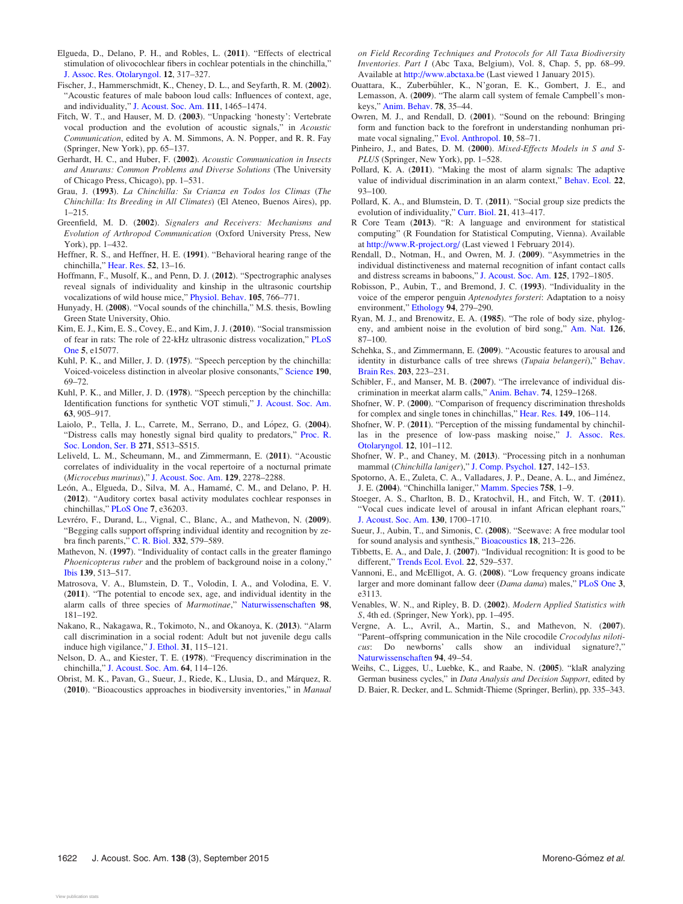Elgueda, D., Delano, P. H., and Robles, L. (**2011**). "Effects of electrical stimulation of olivocochlear fibers in cochlear potentials in the chinchilla," J. Assoc. Res. Otolaryngol. **12**, 317–327.

Fischer, J., Hammerschmidt, K., Cheney, D. L., and Seyfarth, R. M. (**2002**). "Acoustic features of male baboon loud calls: Influences of context, age, and individuality," J. Acoust. Soc. Am. **111**, 1465–1474.

Fitch, W. T., and Hauser, M. D. (**2003**). "Unpacking 'honesty': Vertebrate vocal production and the evolution of acoustic signals," in *Acoustic Communication*, edited by A. M. Simmons, A. N. Popper, and R. R. Fay (Springer, New York), pp. 65–137.

Gerhardt, H. C., and Huber, F. (**2002**). *Acoustic Communication in Insects and Anurans: Common Problems and Diverse Solutions* (The University of Chicago Press, Chicago), pp. 1–531.

Grau, J. (**1993**). *La Chinchilla: Su Crianza en Todos los Climas* (*The Chinchilla: Its Breeding in All Climates*) (El Ateneo, Buenos Aires), pp. 1–215.

Greenfield, M. D. (**2002**). *Signalers and Receivers: Mechanisms and Evolution of Arthropod Communication* (Oxford University Press, New York), pp. 1–432.

Heffner, R. S., and Heffner, H. E. (**1991**). "Behavioral hearing range of the chinchilla," Hear. Res. **52**, 13–16.

Hoffmann, F., Musolf, K., and Penn, D. J. (**2012**). "Spectrographic analyses reveal signals of individuality and kinship in the ultrasonic courtship vocalizations of wild house mice," Physiol. Behav. **105**, 766–771.

Hunyady, H. (**2008**). "Vocal sounds of the chinchilla," M.S. thesis, Bowling Green State University, Ohio.

Kim, E. J., Kim, E. S., Covey, E., and Kim, J. J. (**2010**). "Social transmission of fear in rats: The role of 22-kHz ultrasonic distress vocalization," PLoS One **5**, e15077.

Kuhl, P. K., and Miller, J. D. (**1975**). "Speech perception by the chinchilla: Voiced-voiceless distinction in alveolar plosive consonants," Science **190**, 69–72.

Kuhl, P. K., and Miller, J. D. (**1978**). "Speech perception by the chinchilla: Identification functions for synthetic VOT stimuli," J. Acoust. Soc. Am. **63**, 905–917.

Laiolo, P., Tella, J. L., Carrete, M., Serrano, D., and López, G. (**2004**). "Distress calls may honestly signal bird quality to predators," Proc. R. Soc. London, Ser. B **271**, S513–S515.

Leliveld, L. M., Scheumann, M., and Zimmermann, E. (**2011**). "Acoustic correlates of individuality in the vocal repertoire of a nocturnal primate (*Microcebus murinus*)," J. Acoust. Soc. Am. **129**, 2278–2288.

León, A., Elgueda, D., Silva, M. A., Hamamé, C. M., and Delano, P. H. (**2012**). "Auditory cortex basal activity modulates cochlear responses in chinchillas," PLoS One **7**, e36203.

Levréro, F., Durand, L., Vignal, C., Blanc, A., and Mathevon, N. (**2009**). "Begging calls support offspring individual identity and recognition by zebra finch parents," C. R. Biol. **332**, 579–589.

Mathevon, N. (**1997**). "Individuality of contact calls in the greater flamingo *Phoenicopterus ruber* and the problem of background noise in a colony," Ibis **139**, 513–517.

Matrosova, V. A., Blumstein, D. T., Volodin, I. A., and Volodina, E. V. (**2011**). "The potential to encode sex, age, and individual identity in the alarm calls of three species of *Marmotinae*," Naturwissenschaften **98**, 181–192.

Nakano, R., Nakagawa, R., Tokimoto, N., and Okanoya, K. (**2013**). "Alarm call discrimination in a social rodent: Adult but not juvenile degu calls induce high vigilance," J. Ethol. **31**, 115–121.

Nelson, D. A., and Kiester, T. E. (**1978**). "Frequency discrimination in the chinchilla," J. Acoust. Soc. Am. **64**, 114–126.

Obrist, M. K., Pavan, G., Sueur, J., Riede, K., Llusia, D., and Márquez, R. (**2010**). "Bioacoustics approaches in biodiversity inventories," in *Manual on Field Recording Techniques and Protocols for All Taxa Biodiversity Inventories. Part I* (Abc Taxa, Belgium), Vol. 8, Chap. 5, pp. 68–99. Available at http://www.abctaxa.be (Last viewed 1 January 2015).

Ouattara, K., Zuberbühler, K., N'goran, E. K., Gombert, J. E., and Lemasson, A. (**2009**). "The alarm call system of female Campbell's monkeys," Anim. Behav. **78**, 35–44.

Owren, M. J., and Rendall, D. (**2001**). "Sound on the rebound: Bringing form and function back to the forefront in understanding nonhuman primate vocal signaling," Evol. Anthropol. **10**, 58–71.

Pinheiro, J., and Bates, D. M. (**2000**). *Mixed-Effects Models in S and S-PLUS* (Springer, New York), pp. 1–528.

Pollard, K. A. (**2011**). "Making the most of alarm signals: The adaptive value of individual discrimination in an alarm context," Behav. Ecol. **22**, 93–100.

Pollard, K. A., and Blumstein, D. T. (**2011**). "Social group size predicts the evolution of individuality," Curr. Biol. **21**, 413–417.

R Core Team (**2013**). "R: A language and environment for statistical computing" (R Foundation for Statistical Computing, Vienna). Available at http://www.R-project.org/ (Last viewed 1 February 2014).

Rendall, D., Notman, H., and Owren, M. J. (**2009**). "Asymmetries in the individual distinctiveness and maternal recognition of infant contact calls and distress screams in baboons," J. Acoust. Soc. Am. **125**, 1792–1805.

Robisson, P., Aubin, T., and Bremond, J. C. (**1993**). "Individuality in the voice of the emperor penguin *Aptenodytes forsteri*: Adaptation to a noisy environment," Ethology **94**, 279–290.

Ryan, M. J., and Brenowitz, E. A. (**1985**). "The role of body size, phylogeny, and ambient noise in the evolution of bird song," Am. Nat. **126**, 87–100.

Schehka, S., and Zimmermann, E. (**2009**). "Acoustic features to arousal and identity in disturbance calls of tree shrews (*Tupaia belangeri*)," Behav. Brain Res. **203**, 223–231.

Schibler, F., and Manser, M. B. (**2007**). "The irrelevance of individual discrimination in meerkat alarm calls," Anim. Behav. **74**, 1259–1268.

Shofner, W. P. (**2000**). "Comparison of frequency discrimination thresholds for complex and single tones in chinchillas," Hear. Res. **149**, 106–114.

Shofner, W. P. (**2011**). "Perception of the missing fundamental by chinchillas in the presence of low-pass masking noise," J. Assoc. Res. Otolaryngol. **12**, 101–112.

Shofner, W. P., and Chaney, M. (**2013**). "Processing pitch in a nonhuman mammal (*Chinchilla laniger*)," J. Comp. Psychol. **127**, 142–153.

Spotorno, A. E., Zuleta, C. A., Valladares, J. P., Deane, A. L., and Jiménez, J. E. (**2004**). "Chinchilla laniger," Mamm. Species **758**, 1–9.

Stoeger, A. S., Charlton, B. D., Kratochvil, H., and Fitch, W. T. (**2011**). "Vocal cues indicate level of arousal in infant African elephant roars," J. Acoust. Soc. Am. **130**, 1700–1710.

Sueur, J., Aubin, T., and Simonis, C. (**2008**). "Seewave: A free modular tool for sound analysis and synthesis," Bioacoustics **18**, 213–226.

Tibbetts, E. A., and Dale, J. (**2007**). "Individual recognition: It is good to be different," Trends Ecol. Evol. **22**, 529–537.

Vannoni, E., and McElligot, A. G. (**2008**). "Low frequency groans indicate larger and more dominant fallow deer (*Dama dama*) males," PLoS One **3**, e3113.

Venables, W. N., and Ripley, B. D. (**2002**). *Modern Applied Statistics with S*, 4th ed. (Springer, New York), pp. 1–495.

Vergne, A. L., Avril, A., Martin, S., and Mathevon, N. (**2007**). "Parent–offspring communication in the Nile crocodile *Crocodylus niloticus*: Do newborns' calls show an individual signature?," Naturwissenschaften **94**, 49–54.

Weihs, C., Ligges, U., Luebke, K., and Raabe, N. (**2005**). "klaR analyzing German business cycles," in *Data Analysis and Decision Support*, edited by D. Baier, R. Decker, and L. Schmidt-Thieme (Springer, Berlin), pp. 335–343.